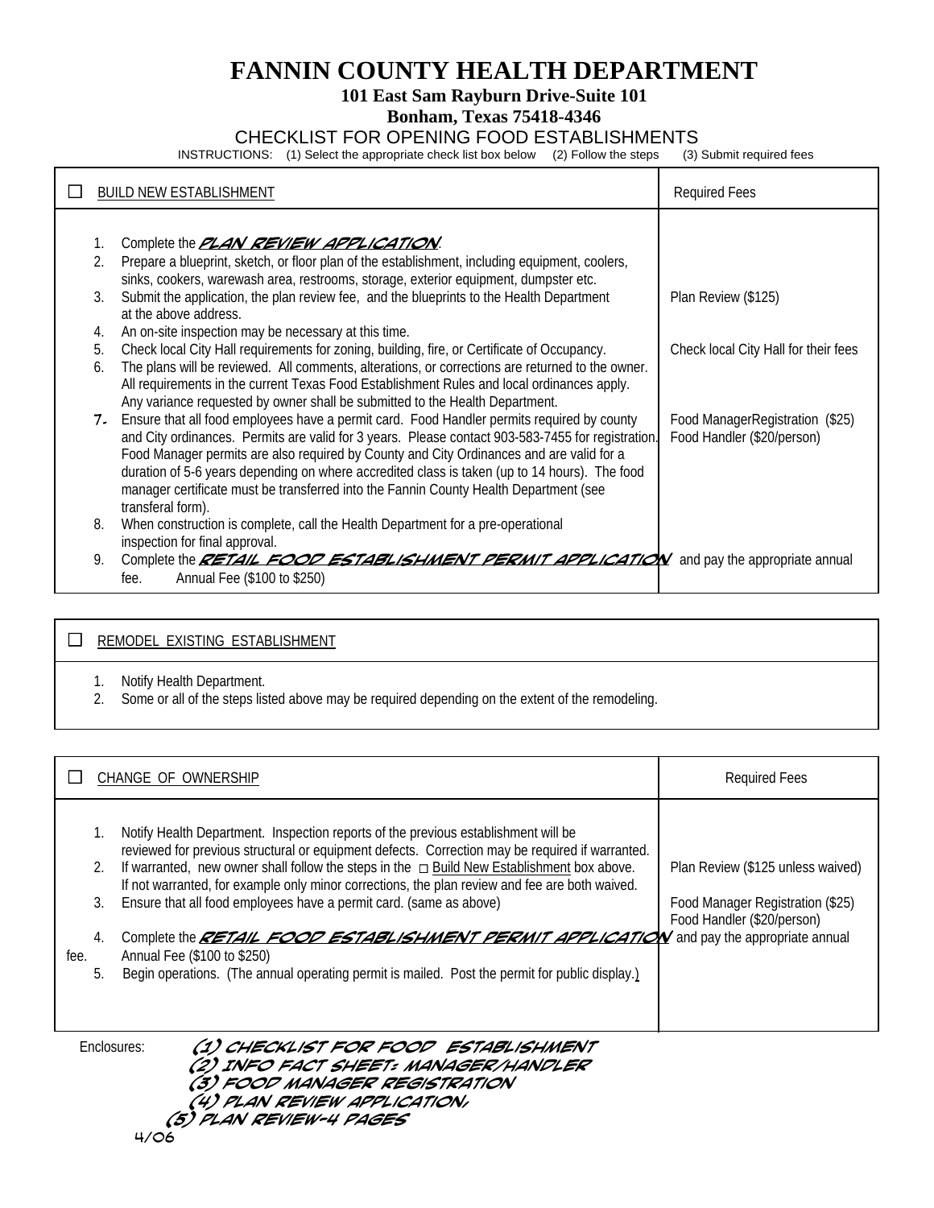# FANNIN COUNTY HEALTH DEPARTMENT

**101 East Sam Rayburn Drive-Suite 101**

**Bonham, Texas 75418-4346**

## CHECKLIST FOR OPENING FOOD ESTABLISHMENTS

INSTRUCTIONS: (1) Select the appropriate check list box below (2) Follow the steps (3) Submit required fees

| ☐ BUILD NEW ESTABLISHMENT | Required Fees |
|---|---|
| 1. Complete the ***PLAN REVIEW APPLICATION***. | |
| 2. Prepare a blueprint, sketch, or floor plan of the establishment, including equipment, coolers, sinks, cookers, warewash area, restrooms, storage, exterior equipment, dumpster etc. | |
| 3. Submit the application, the plan review fee, and the blueprints to the Health Department at the above address. | Plan Review ($125) |
| 4. An on-site inspection may be necessary at this time. | |
| 5. Check local City Hall requirements for zoning, building, fire, or Certificate of Occupancy. | Check local City Hall for their fees |
| 6. The plans will be reviewed. All comments, alterations, or corrections are returned to the owner. All requirements in the current Texas Food Establishment Rules and local ordinances apply. Any variance requested by owner shall be submitted to the Health Department. | |
| 7. Ensure that all food employees have a permit card. Food Handler permits required by county and City ordinances. Permits are valid for 3 years. Please contact 903-583-7455 for registration. Food Manager permits are also required by County and City Ordinances and are valid for a duration of 5-6 years depending on where accredited class is taken (up to 14 hours). The food manager certificate must be transferred into the Fannin County Health Department (see transferal form). | Food ManagerRegistration ($25)<br>Food Handler ($20/person) |
| 8. When construction is complete, call the Health Department for a pre-operational inspection for final approval. | |
| 9. Complete the ***RETAIL FOOD ESTABLISHMENT PERMIT APPLICATION*** and pay the appropriate annual fee. Annual Fee ($100 to $250) | |

| ☐ REMODEL EXISTING ESTABLISHMENT |
|---|
| 1. Notify Health Department. |
| 2. Some or all of the steps listed above may be required depending on the extent of the remodeling. |

| ☐ CHANGE OF OWNERSHIP | Required Fees |
|---|---|
| 1. Notify Health Department. Inspection reports of the previous establishment will be reviewed for previous structural or equipment defects. Correction may be required if warranted. | |
| 2. If warranted, new owner shall follow the steps in the ☐ Build New Establishment box above. If not warranted, for example only minor corrections, the plan review and fee are both waived. | Plan Review ($125 unless waived) |
| 3. Ensure that all food employees have a permit card. (same as above) | Food Manager Registration ($25)<br>Food Handler ($20/person) |
| 4. Complete the ***RETAIL FOOD ESTABLISHMENT PERMIT APPLICATION*** and pay the appropriate annual fee. Annual Fee ($100 to $250) | |
| 5. Begin operations. (The annual operating permit is mailed. Post the permit for public display.) | |

Enclosures:
***(1) CHECKLIST FOR FOOD ESTABLISHMENT***
***(2) INFO FACT SHEET: MANAGER/HANDLER***
***(3) FOOD MANAGER REGISTRATION***
***(4) PLAN REVIEW APPLICATION,***
***(5) PLAN REVIEW-4 PAGES***

4/06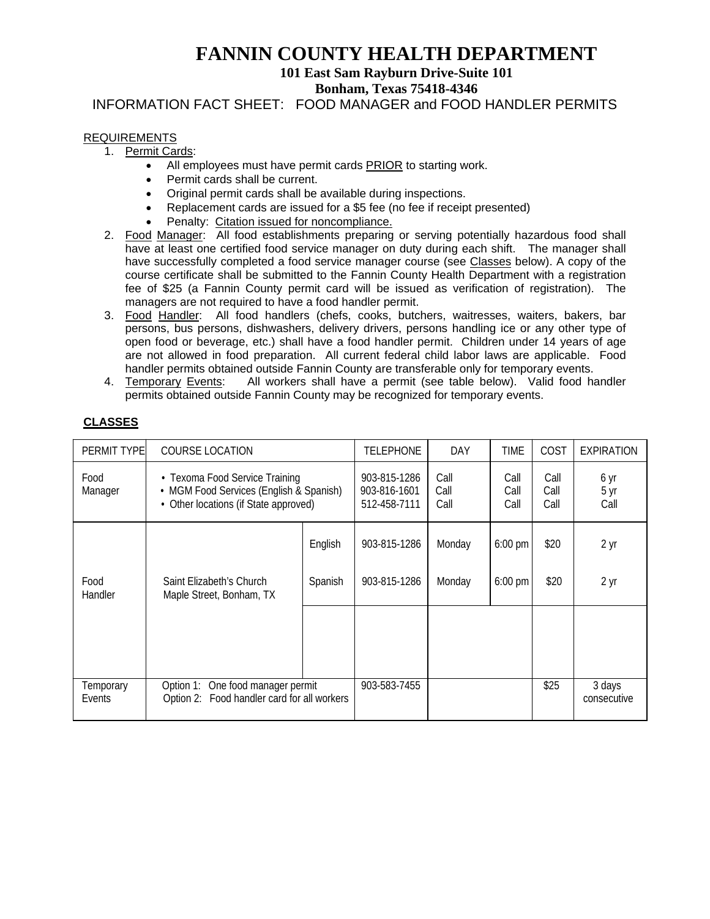# FANNIN COUNTY HEALTH DEPARTMENT

**101 East Sam Rayburn Drive-Suite 101**

**Bonham, Texas 75418-4346**

INFORMATION FACT SHEET: FOOD MANAGER and FOOD HANDLER PERMITS

REQUIREMENTS

1. Permit Cards:
   - All employees must have permit cards PRIOR to starting work.
   - Permit cards shall be current.
   - Original permit cards shall be available during inspections.
   - Replacement cards are issued for a $5 fee (no fee if receipt presented)
   - Penalty: Citation issued for noncompliance.
2. Food Manager: All food establishments preparing or serving potentially hazardous food shall have at least one certified food service manager on duty during each shift. The manager shall have successfully completed a food service manager course (see Classes below). A copy of the course certificate shall be submitted to the Fannin County Health Department with a registration fee of $25 (a Fannin County permit card will be issued as verification of registration). The managers are not required to have a food handler permit.
3. Food Handler: All food handlers (chefs, cooks, butchers, waitresses, waiters, bakers, bar persons, bus persons, dishwashers, delivery drivers, persons handling ice or any other type of open food or beverage, etc.) shall have a food handler permit. Children under 14 years of age are not allowed in food preparation. All current federal child labor laws are applicable. Food handler permits obtained outside Fannin County are transferable only for temporary events.
4. Temporary Events: All workers shall have a permit (see table below). Valid food handler permits obtained outside Fannin County may be recognized for temporary events.

**CLASSES**

| PERMIT TYPE | COURSE LOCATION | | TELEPHONE | DAY | TIME | COST | EXPIRATION |
|---|---|---|---|---|---|---|---|
| Food Manager | • Texoma Food Service Training<br>• MGM Food Services (English & Spanish)<br>• Other locations (if State approved) | | 903-815-1286<br>903-816-1601<br>512-458-7111 | Call<br>Call<br>Call | Call<br>Call<br>Call | Call<br>Call<br>Call | 6 yr<br>5 yr<br>Call |
| Food Handler | Saint Elizabeth's Church<br>Maple Street, Bonham, TX | English | 903-815-1286 | Monday | 6:00 pm | $20 | 2 yr |
| | | Spanish | 903-815-1286 | Monday | 6:00 pm | $20 | 2 yr |
| | | | | | | | |
| Temporary Events | Option 1: One food manager permit<br>Option 2: Food handler card for all workers | | 903-583-7455 | | | $25 | 3 days consecutive |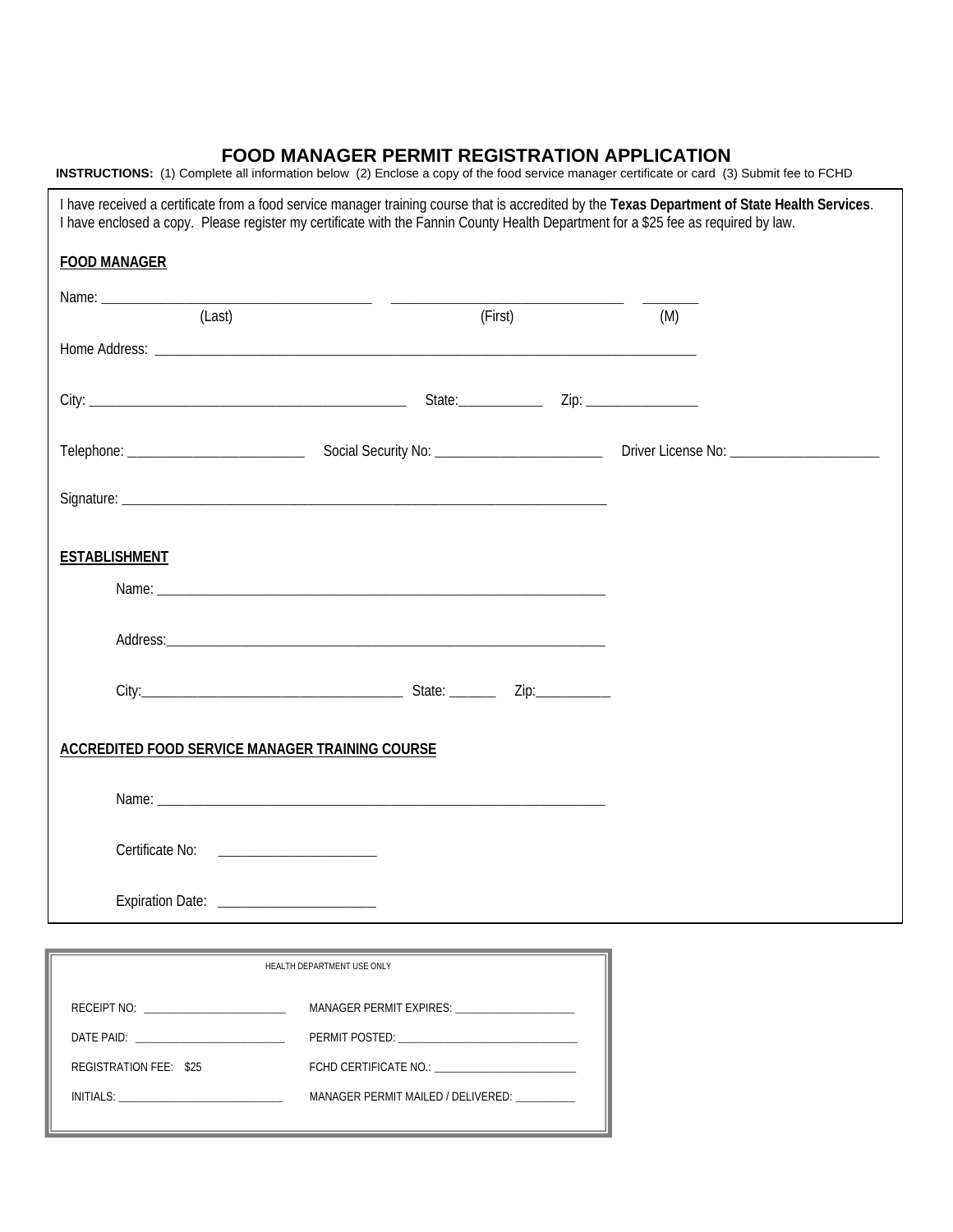# FOOD MANAGER PERMIT REGISTRATION APPLICATION

**INSTRUCTIONS:** (1) Complete all information below (2) Enclose a copy of the food service manager certificate or card (3) Submit fee to FCHD

I have received a certificate from a food service manager training course that is accredited by the **Texas Department of State Health Services**. I have enclosed a copy. Please register my certificate with the Fannin County Health Department for a $25 fee as required by law.

**FOOD MANAGER**

Name: ______________________________ ______________________________ ________
(Last) (First) (M)

Home Address: ______________________________________________________________

City: ________________________________________ State:__________ Zip: ______________

Telephone: ______________________ Social Security No: ______________________ Driver License No: ____________________

Signature: ______________________________________________________________

**ESTABLISHMENT**

Name: ______________________________________________________________

Address:______________________________________________________________

City:__________________________________ State: ______ Zip:__________

**ACCREDITED FOOD SERVICE MANAGER TRAINING COURSE**

Name: ______________________________________________________________

Certificate No: ____________________

Expiration Date: ____________________

HEALTH DEPARTMENT USE ONLY

| | |
|---|---|
| RECEIPT NO: ______________________ | MANAGER PERMIT EXPIRES: ____________________ |
| DATE PAID: ______________________ | PERMIT POSTED: ____________________________ |
| REGISTRATION FEE: $25 | FCHD CERTIFICATE NO.: ______________________ |
| INITIALS: ________________________ | MANAGER PERMIT MAILED / DELIVERED: __________ |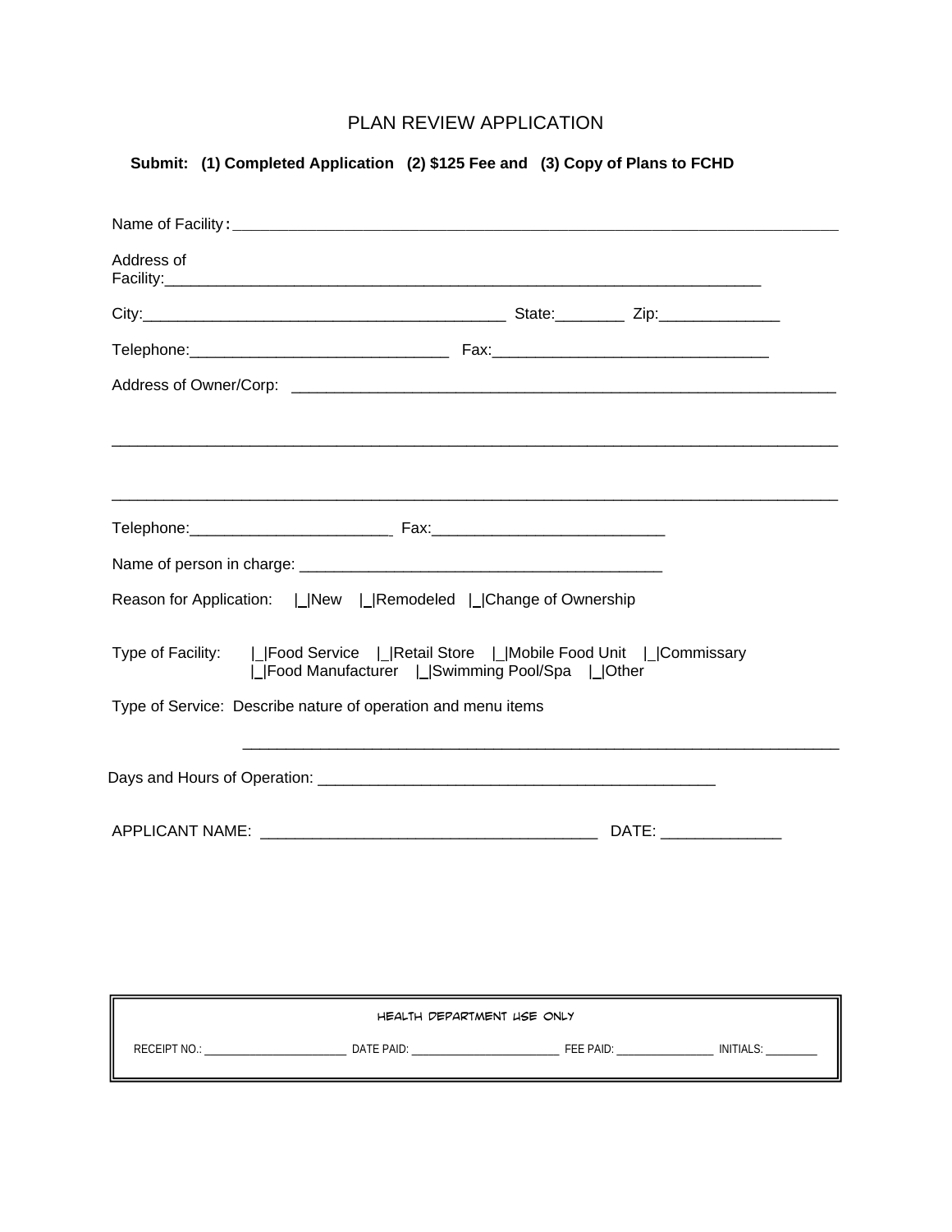# PLAN REVIEW APPLICATION

**Submit: (1) Completed Application (2) $125 Fee and (3) Copy of Plans to FCHD**

Name of Facility: ______________________________________________________________________

Address of Facility: ______________________________________________________________________

City: ________________________________________ State: ________ Zip: ______________

Telephone: ______________________________ Fax: ________________________________

Address of Owner/Corp: ______________________________________________________________

__________________________________________________________________________________

__________________________________________________________________________________

Telephone: _______________________ Fax: __________________________

Name of person in charge: __________________________________________

Reason for Application: |_|New |_|Remodeled |_|Change of Ownership

Type of Facility: |_|Food Service |_|Retail Store |_|Mobile Food Unit |_|Commissary
|_|Food Manufacturer |_|Swimming Pool/Spa |_|Other

Type of Service: Describe nature of operation and menu items

______________________________________________________________________

Days and Hours of Operation: _______________________________________________

APPLICANT NAME: ______________________________________ DATE: _____________

| HEALTH DEPARTMENT USE ONLY |
| --- |
| RECEIPT NO.: ______________________ DATE PAID: ______________________ FEE PAID: ________________ INITIALS: ________ |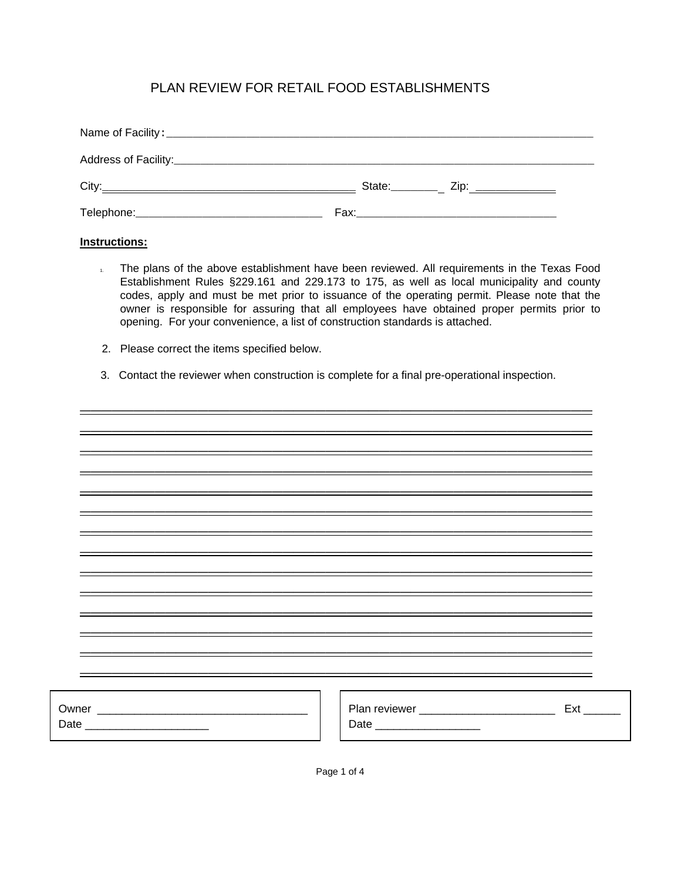# PLAN REVIEW FOR RETAIL FOOD ESTABLISHMENTS

Name of Facility: ___________________________________________________________________________

Address of Facility: __________________________________________________________________________

City: ________________________________________ State: ________ Zip: _____________

Telephone: ______________________________ Fax: ________________________________

**Instructions:**

1. The plans of the above establishment have been reviewed. All requirements in the Texas Food Establishment Rules §229.161 and 229.173 to 175, as well as local municipality and county codes, apply and must be met prior to issuance of the operating permit. Please note that the owner is responsible for assuring that all employees have obtained proper permits prior to opening. For your convenience, a list of construction standards is attached.

2. Please correct the items specified below.

3. Contact the reviewer when construction is complete for a final pre-operational inspection.

_______________________________________________________________________________

_______________________________________________________________________________

_______________________________________________________________________________

_______________________________________________________________________________

_______________________________________________________________________________

_______________________________________________________________________________

_______________________________________________________________________________

_______________________________________________________________________________

_______________________________________________________________________________

_______________________________________________________________________________

_______________________________________________________________________________

_______________________________________________________________________________

_______________________________________________________________________________

_______________________________________________________________________________

| | |
|---|---|
| Owner __________________________________ Date ____________________ | Plan reviewer ______________________ Ext ______ Date _________________ |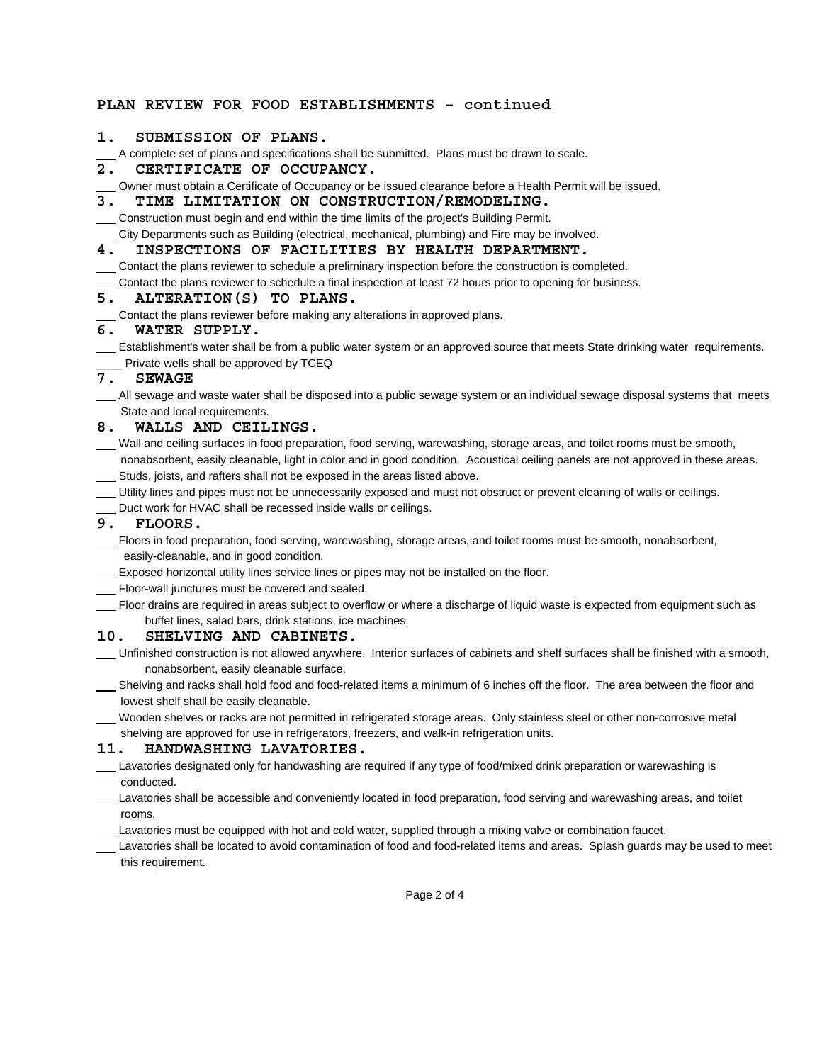## PLAN REVIEW FOR FOOD ESTABLISHMENTS - continued

### 1. SUBMISSION OF PLANS.

___ A complete set of plans and specifications shall be submitted. Plans must be drawn to scale.

### 2. CERTIFICATE OF OCCUPANCY.

___ Owner must obtain a Certificate of Occupancy or be issued clearance before a Health Permit will be issued.

### 3. TIME LIMITATION ON CONSTRUCTION/REMODELING.

___ Construction must begin and end within the time limits of the project's Building Permit.

___ City Departments such as Building (electrical, mechanical, plumbing) and Fire may be involved.

### 4. INSPECTIONS OF FACILITIES BY HEALTH DEPARTMENT.

___ Contact the plans reviewer to schedule a preliminary inspection before the construction is completed.

___ Contact the plans reviewer to schedule a final inspection at least 72 hours prior to opening for business.

### 5. ALTERATION(S) TO PLANS.

___ Contact the plans reviewer before making any alterations in approved plans.

### 6. WATER SUPPLY.

___ Establishment's water shall be from a public water system or an approved source that meets State drinking water requirements.

____ Private wells shall be approved by TCEQ

### 7. SEWAGE

___ All sewage and waste water shall be disposed into a public sewage system or an individual sewage disposal systems that meets State and local requirements.

### 8. WALLS AND CEILINGS.

___ Wall and ceiling surfaces in food preparation, food serving, warewashing, storage areas, and toilet rooms must be smooth, nonabsorbent, easily cleanable, light in color and in good condition. Acoustical ceiling panels are not approved in these areas.

___ Studs, joists, and rafters shall not be exposed in the areas listed above.

___ Utility lines and pipes must not be unnecessarily exposed and must not obstruct or prevent cleaning of walls or ceilings.

___ Duct work for HVAC shall be recessed inside walls or ceilings.

### 9. FLOORS.

___ Floors in food preparation, food serving, warewashing, storage areas, and toilet rooms must be smooth, nonabsorbent, easily-cleanable, and in good condition.

___ Exposed horizontal utility lines service lines or pipes may not be installed on the floor.

___ Floor-wall junctures must be covered and sealed.

___ Floor drains are required in areas subject to overflow or where a discharge of liquid waste is expected from equipment such as buffet lines, salad bars, drink stations, ice machines.

### 10. SHELVING AND CABINETS.

___ Unfinished construction is not allowed anywhere. Interior surfaces of cabinets and shelf surfaces shall be finished with a smooth, nonabsorbent, easily cleanable surface.

___ Shelving and racks shall hold food and food-related items a minimum of 6 inches off the floor. The area between the floor and lowest shelf shall be easily cleanable.

___ Wooden shelves or racks are not permitted in refrigerated storage areas. Only stainless steel or other non-corrosive metal shelving are approved for use in refrigerators, freezers, and walk-in refrigeration units.

### 11. HANDWASHING LAVATORIES.

___ Lavatories designated only for handwashing are required if any type of food/mixed drink preparation or warewashing is conducted.

___ Lavatories shall be accessible and conveniently located in food preparation, food serving and warewashing areas, and toilet rooms.

___ Lavatories must be equipped with hot and cold water, supplied through a mixing valve or combination faucet.

___ Lavatories shall be located to avoid contamination of food and food-related items and areas. Splash guards may be used to meet this requirement.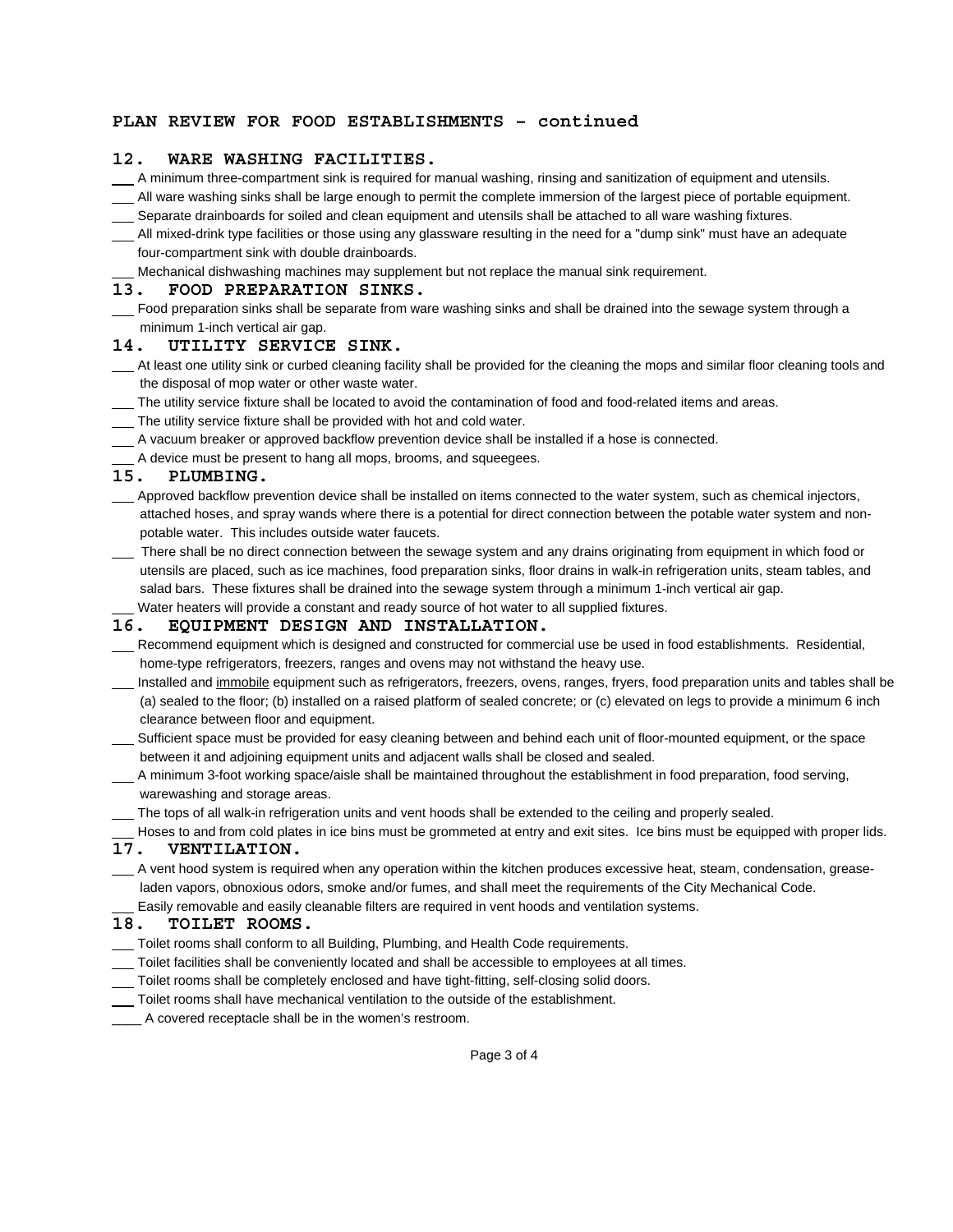**PLAN REVIEW FOR FOOD ESTABLISHMENTS - continued**

## 12. WARE WASHING FACILITIES.

___ A minimum three-compartment sink is required for manual washing, rinsing and sanitization of equipment and utensils.
___ All ware washing sinks shall be large enough to permit the complete immersion of the largest piece of portable equipment.
___ Separate drainboards for soiled and clean equipment and utensils shall be attached to all ware washing fixtures.
___ All mixed-drink type facilities or those using any glassware resulting in the need for a "dump sink" must have an adequate four-compartment sink with double drainboards.
___ Mechanical dishwashing machines may supplement but not replace the manual sink requirement.

## 13. FOOD PREPARATION SINKS.

___ Food preparation sinks shall be separate from ware washing sinks and shall be drained into the sewage system through a minimum 1-inch vertical air gap.

## 14. UTILITY SERVICE SINK.

___ At least one utility sink or curbed cleaning facility shall be provided for the cleaning the mops and similar floor cleaning tools and the disposal of mop water or other waste water.
___ The utility service fixture shall be located to avoid the contamination of food and food-related items and areas.
___ The utility service fixture shall be provided with hot and cold water.
___ A vacuum breaker or approved backflow prevention device shall be installed if a hose is connected.
___ A device must be present to hang all mops, brooms, and squeegees.

## 15. PLUMBING.

___ Approved backflow prevention device shall be installed on items connected to the water system, such as chemical injectors, attached hoses, and spray wands where there is a potential for direct connection between the potable water system and non-potable water. This includes outside water faucets.
___ There shall be no direct connection between the sewage system and any drains originating from equipment in which food or utensils are placed, such as ice machines, food preparation sinks, floor drains in walk-in refrigeration units, steam tables, and salad bars. These fixtures shall be drained into the sewage system through a minimum 1-inch vertical air gap.
___ Water heaters will provide a constant and ready source of hot water to all supplied fixtures.

## 16. EQUIPMENT DESIGN AND INSTALLATION.

___ Recommend equipment which is designed and constructed for commercial use be used in food establishments. Residential, home-type refrigerators, freezers, ranges and ovens may not withstand the heavy use.
___ Installed and <u>immobile</u> equipment such as refrigerators, freezers, ovens, ranges, fryers, food preparation units and tables shall be (a) sealed to the floor; (b) installed on a raised platform of sealed concrete; or (c) elevated on legs to provide a minimum 6 inch clearance between floor and equipment.
___ Sufficient space must be provided for easy cleaning between and behind each unit of floor-mounted equipment, or the space between it and adjoining equipment units and adjacent walls shall be closed and sealed.
___ A minimum 3-foot working space/aisle shall be maintained throughout the establishment in food preparation, food serving, warewashing and storage areas.
___ The tops of all walk-in refrigeration units and vent hoods shall be extended to the ceiling and properly sealed.
___ Hoses to and from cold plates in ice bins must be grommeted at entry and exit sites. Ice bins must be equipped with proper lids.

## 17. VENTILATION.

___ A vent hood system is required when any operation within the kitchen produces excessive heat, steam, condensation, grease-laden vapors, obnoxious odors, smoke and/or fumes, and shall meet the requirements of the City Mechanical Code.
___ Easily removable and easily cleanable filters are required in vent hoods and ventilation systems.

## 18. TOILET ROOMS.

___ Toilet rooms shall conform to all Building, Plumbing, and Health Code requirements.
___ Toilet facilities shall be conveniently located and shall be accessible to employees at all times.
___ Toilet rooms shall be completely enclosed and have tight-fitting, self-closing solid doors.
___ Toilet rooms shall have mechanical ventilation to the outside of the establishment.
____ A covered receptacle shall be in the women's restroom.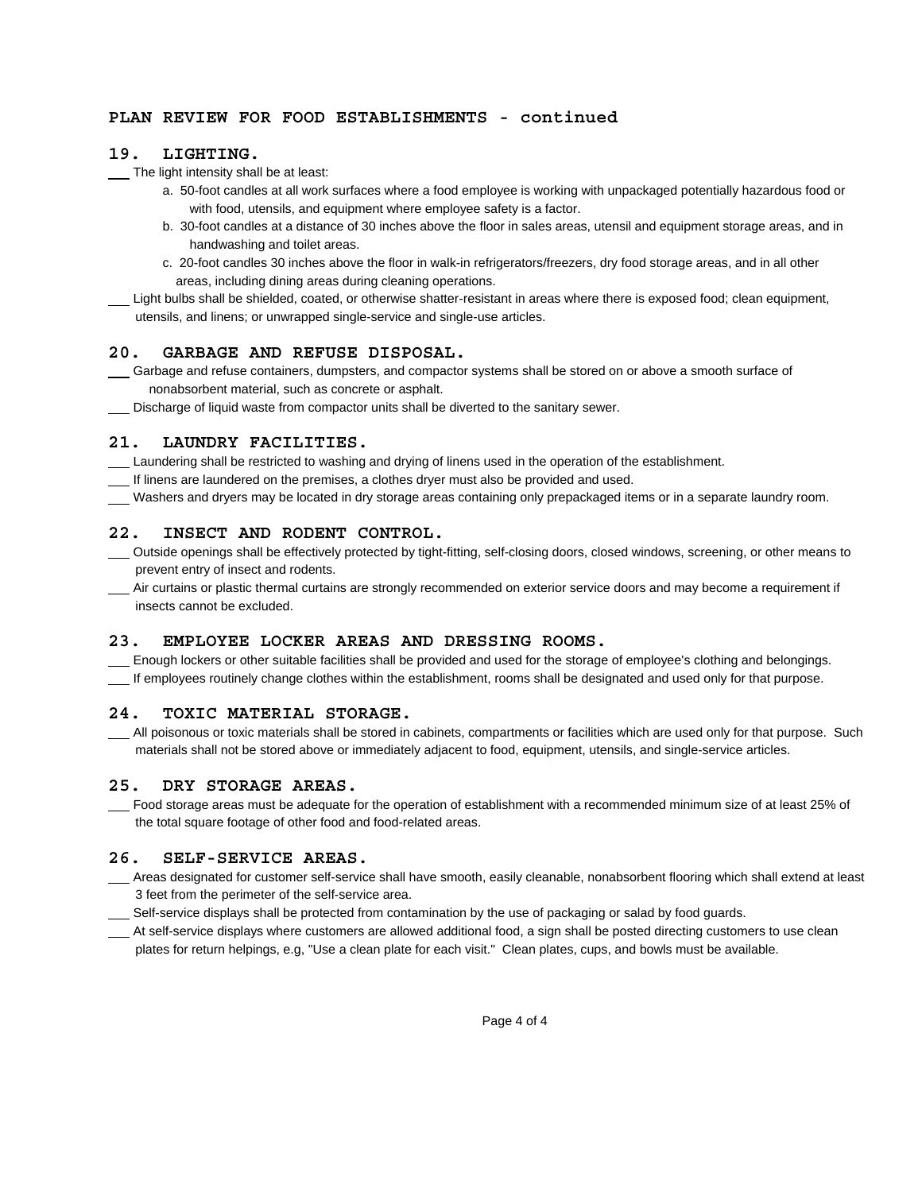**PLAN REVIEW FOR FOOD ESTABLISHMENTS - continued**

## 19. LIGHTING.

___ The light intensity shall be at least:

a. 50-foot candles at all work surfaces where a food employee is working with unpackaged potentially hazardous food or with food, utensils, and equipment where employee safety is a factor.

b. 30-foot candles at a distance of 30 inches above the floor in sales areas, utensil and equipment storage areas, and in handwashing and toilet areas.

c. 20-foot candles 30 inches above the floor in walk-in refrigerators/freezers, dry food storage areas, and in all other areas, including dining areas during cleaning operations.

___ Light bulbs shall be shielded, coated, or otherwise shatter-resistant in areas where there is exposed food; clean equipment, utensils, and linens; or unwrapped single-service and single-use articles.

## 20. GARBAGE AND REFUSE DISPOSAL.

___ Garbage and refuse containers, dumpsters, and compactor systems shall be stored on or above a smooth surface of nonabsorbent material, such as concrete or asphalt.

___ Discharge of liquid waste from compactor units shall be diverted to the sanitary sewer.

## 21. LAUNDRY FACILITIES.

___ Laundering shall be restricted to washing and drying of linens used in the operation of the establishment.

___ If linens are laundered on the premises, a clothes dryer must also be provided and used.

___ Washers and dryers may be located in dry storage areas containing only prepackaged items or in a separate laundry room.

## 22. INSECT AND RODENT CONTROL.

___ Outside openings shall be effectively protected by tight-fitting, self-closing doors, closed windows, screening, or other means to prevent entry of insect and rodents.

___ Air curtains or plastic thermal curtains are strongly recommended on exterior service doors and may become a requirement if insects cannot be excluded.

## 23. EMPLOYEE LOCKER AREAS AND DRESSING ROOMS.

___ Enough lockers or other suitable facilities shall be provided and used for the storage of employee's clothing and belongings.

___ If employees routinely change clothes within the establishment, rooms shall be designated and used only for that purpose.

## 24. TOXIC MATERIAL STORAGE.

___ All poisonous or toxic materials shall be stored in cabinets, compartments or facilities which are used only for that purpose. Such materials shall not be stored above or immediately adjacent to food, equipment, utensils, and single-service articles.

## 25. DRY STORAGE AREAS.

___ Food storage areas must be adequate for the operation of establishment with a recommended minimum size of at least 25% of the total square footage of other food and food-related areas.

## 26. SELF-SERVICE AREAS.

___ Areas designated for customer self-service shall have smooth, easily cleanable, nonabsorbent flooring which shall extend at least 3 feet from the perimeter of the self-service area.

___ Self-service displays shall be protected from contamination by the use of packaging or salad by food guards.

___ At self-service displays where customers are allowed additional food, a sign shall be posted directing customers to use clean plates for return helpings, e.g, "Use a clean plate for each visit." Clean plates, cups, and bowls must be available.